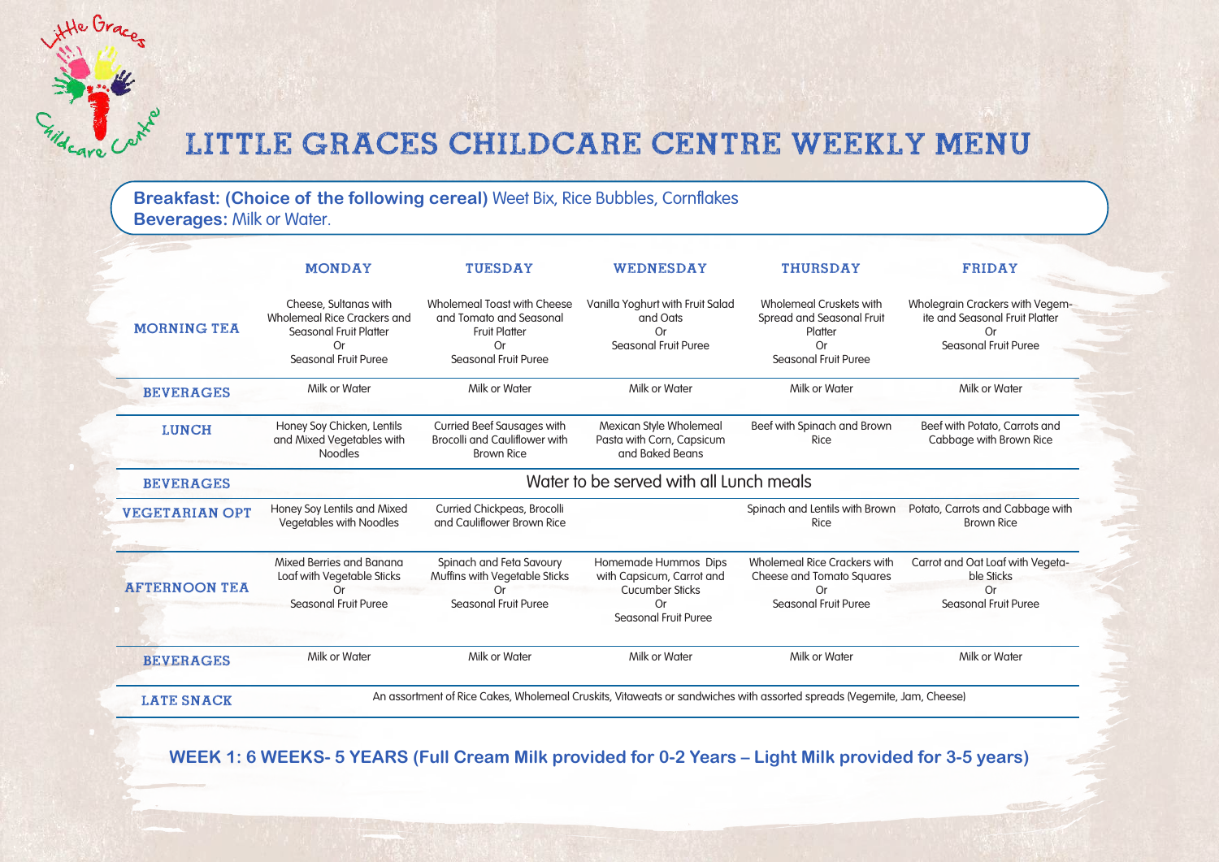# LITTLE GRACES CHILDCARE CENTRE WEEKLY MENU

**Breakfast: (Choice of the following cereal)** Weet Bix, Rice Bubbles, Cornflakes
**Beverages:** Milk or Water.

| | MONDAY | TUESDAY | WEDNESDAY | THURSDAY | FRIDAY |
|---|---|---|---|---|---|
| **MORNING TEA** | Cheese, Sultanas with Wholemeal Rice Crackers and Seasonal Fruit Platter Or Seasonal Fruit Puree | Wholemeal Toast with Cheese and Tomato and Seasonal Fruit Platter Or Seasonal Fruit Puree | Vanilla Yoghurt with Fruit Salad and Oats Or Seasonal Fruit Puree | Wholemeal Cruskets with Spread and Seasonal Fruit Platter Or Seasonal Fruit Puree | Wholegrain Crackers with Vegemite and Seasonal Fruit Platter Or Seasonal Fruit Puree |
| **BEVERAGES** | Milk or Water | Milk or Water | Milk or Water | Milk or Water | Milk or Water |
| **LUNCH** | Honey Soy Chicken, Lentils and Mixed Vegetables with Noodles | Curried Beef Sausages with Brocolli and Cauliflower with Brown Rice | Mexican Style Wholemeal Pasta with Corn, Capsicum and Baked Beans | Beef with Spinach and Brown Rice | Beef with Potato, Carrots and Cabbage with Brown Rice |
| **BEVERAGES** | Water to be served with all Lunch meals | | | | |
| **VEGETARIAN OPT** | Honey Soy Lentils and Mixed Vegetables with Noodles | Curried Chickpeas, Brocolli and Cauliflower Brown Rice | | Spinach and Lentils with Brown Rice | Potato, Carrots and Cabbage with Brown Rice |
| **AFTERNOON TEA** | Mixed Berries and Banana Loaf with Vegetable Sticks Or Seasonal Fruit Puree | Spinach and Feta Savoury Muffins with Vegetable Sticks Or Seasonal Fruit Puree | Homemade Hummos Dips with Capsicum, Carrot and Cucumber Sticks Or Seasonal Fruit Puree | Wholemeal Rice Crackers with Cheese and Tomato Squares Or Seasonal Fruit Puree | Carrot and Oat Loaf with Vegetable Sticks Or Seasonal Fruit Puree |
| **BEVERAGES** | Milk or Water | Milk or Water | Milk or Water | Milk or Water | Milk or Water |
| **LATE SNACK** | An assortment of Rice Cakes, Wholemeal Cruskits, Vitaweats or sandwiches with assorted spreads (Vegemite, Jam, Cheese) | | | | |

**WEEK 1: 6 WEEKS- 5 YEARS (Full Cream Milk provided for 0-2 Years – Light Milk provided for 3-5 years)**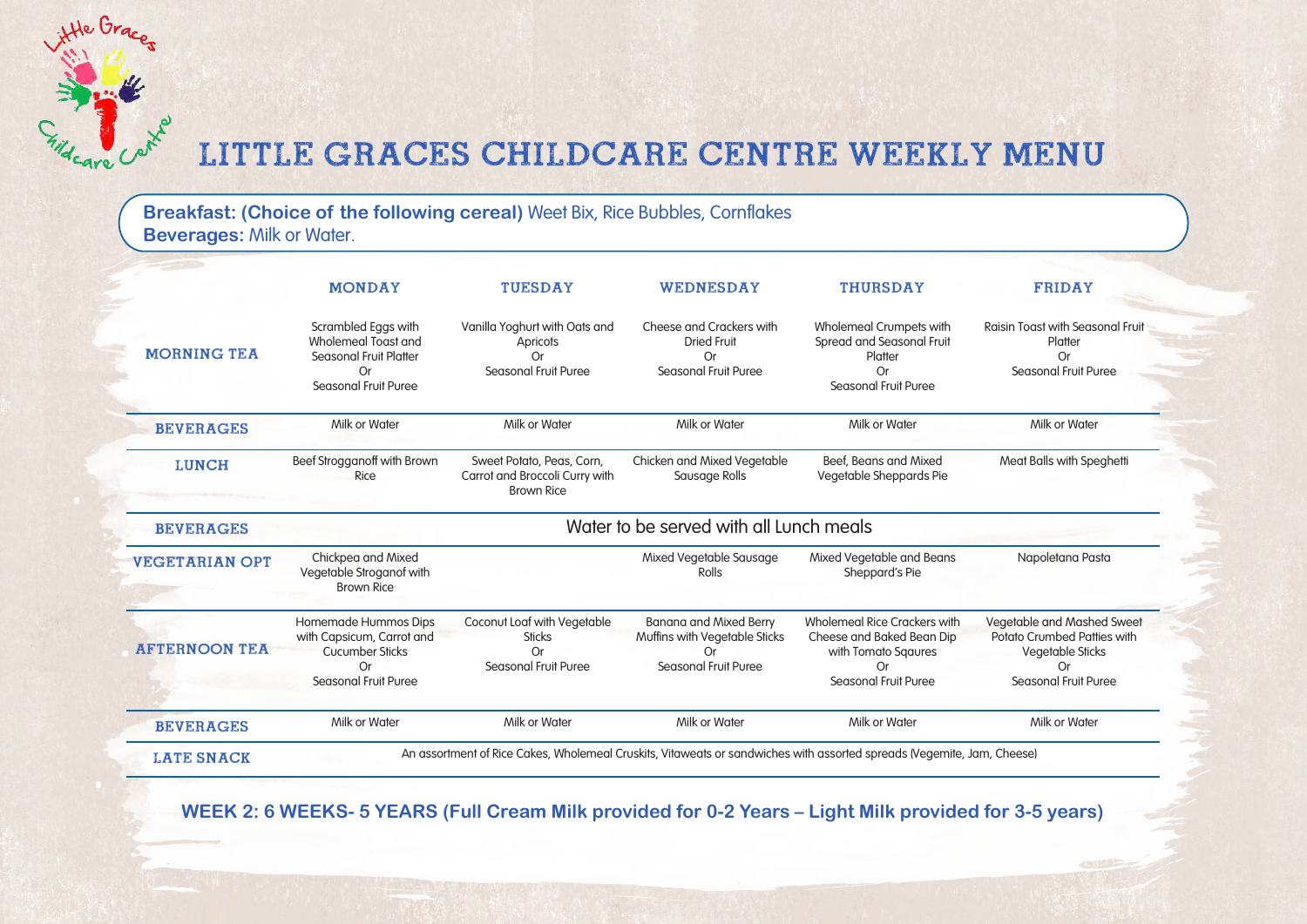# LITTLE GRACES CHILDCARE CENTRE WEEKLY MENU

**Breakfast: (Choice of the following cereal)** Weet Bix, Rice Bubbles, Cornflakes
**Beverages:** Milk or Water.

| | MONDAY | TUESDAY | WEDNESDAY | THURSDAY | FRIDAY |
|---|---|---|---|---|---|
| MORNING TEA | Scrambled Eggs with Wholemeal Toast and Seasonal Fruit Platter Or Seasonal Fruit Puree | Vanilla Yoghurt with Oats and Apricots Or Seasonal Fruit Puree | Cheese and Crackers with Dried Fruit Or Seasonal Fruit Puree | Wholemeal Crumpets with Spread and Seasonal Fruit Platter Or Seasonal Fruit Puree | Raisin Toast with Seasonal Fruit Platter Or Seasonal Fruit Puree |
| BEVERAGES | Milk or Water | Milk or Water | Milk or Water | Milk or Water | Milk or Water |
| LUNCH | Beef Strogganoff with Brown Rice | Sweet Potato, Peas, Corn, Carrot and Broccoli Curry with Brown Rice | Chicken and Mixed Vegetable Sausage Rolls | Beef, Beans and Mixed Vegetable Sheppards Pie | Meat Balls with Speghetti |
| BEVERAGES | Water to be served with all Lunch meals | | | | |
| VEGETARIAN OPT | Chickpea and Mixed Vegetable Stroganof with Brown Rice | | Mixed Vegetable Sausage Rolls | Mixed Vegetable and Beans Sheppard's Pie | Napoletana Pasta |
| AFTERNOON TEA | Homemade Hummos Dips with Capsicum, Carrot and Cucumber Sticks Or Seasonal Fruit Puree | Coconut Loaf with Vegetable Sticks Or Seasonal Fruit Puree | Banana and Mixed Berry Muffins with Vegetable Sticks Or Seasonal Fruit Puree | Wholemeal Rice Crackers with Cheese and Baked Bean Dip with Tomato Sqaures Or Seasonal Fruit Puree | Vegetable and Mashed Sweet Potato Crumbed Patties with Vegetable Sticks Or Seasonal Fruit Puree |
| BEVERAGES | Milk or Water | Milk or Water | Milk or Water | Milk or Water | Milk or Water |
| LATE SNACK | An assortment of Rice Cakes, Wholemeal Cruskits, Vitaweats or sandwiches with assorted spreads (Vegemite, Jam, Cheese) | | | | |

**WEEK 2: 6 WEEKS- 5 YEARS (Full Cream Milk provided for 0-2 Years – Light Milk provided for 3-5 years)**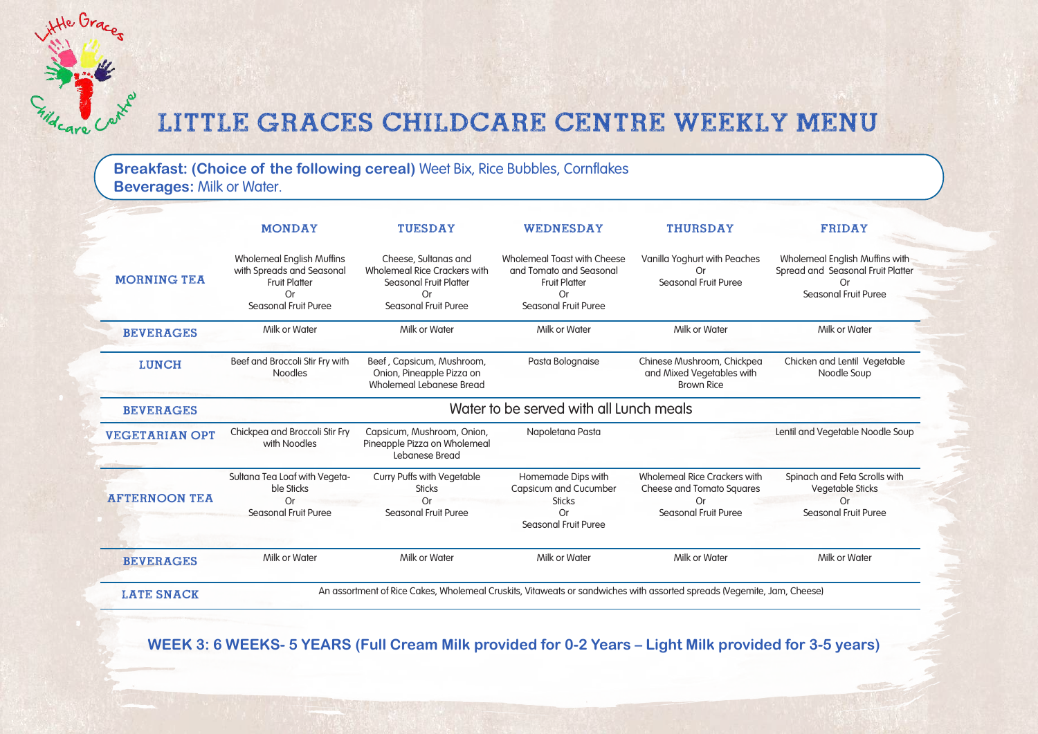# LITTLE GRACES CHILDCARE CENTRE WEEKLY MENU

**Breakfast: (Choice of the following cereal)** Weet Bix, Rice Bubbles, Cornflakes
**Beverages:** Milk or Water.

| | MONDAY | TUESDAY | WEDNESDAY | THURSDAY | FRIDAY |
|---|---|---|---|---|---|
| MORNING TEA | Wholemeal English Muffins with Spreads and Seasonal Fruit Platter Or Seasonal Fruit Puree | Cheese, Sultanas and Wholemeal Rice Crackers with Seasonal Fruit Platter Or Seasonal Fruit Puree | Wholemeal Toast with Cheese and Tomato and Seasonal Fruit Platter Or Seasonal Fruit Puree | Vanilla Yoghurt with Peaches Or Seasonal Fruit Puree | Wholemeal English Muffins with Spread and Seasonal Fruit Platter Or Seasonal Fruit Puree |
| BEVERAGES | Milk or Water | Milk or Water | Milk or Water | Milk or Water | Milk or Water |
| LUNCH | Beef and Broccoli Stir Fry with Noodles | Beef , Capsicum, Mushroom, Onion, Pineapple Pizza on Wholemeal Lebanese Bread | Pasta Bolognaise | Chinese Mushroom, Chickpea and Mixed Vegetables with Brown Rice | Chicken and Lentil Vegetable Noodle Soup |
| BEVERAGES | Water to be served with all Lunch meals | | | | |
| VEGETARIAN OPT | Chickpea and Broccoli Stir Fry with Noodles | Capsicum, Mushroom, Onion, Pineapple Pizza on Wholemeal Lebanese Bread | Napoletana Pasta | | Lentil and Vegetable Noodle Soup |
| AFTERNOON TEA | Sultana Tea Loaf with Vegetable Sticks Or Seasonal Fruit Puree | Curry Puffs with Vegetable Sticks Or Seasonal Fruit Puree | Homemade Dips with Capsicum and Cucumber Sticks Or Seasonal Fruit Puree | Wholemeal Rice Crackers with Cheese and Tomato Squares Or Seasonal Fruit Puree | Spinach and Feta Scrolls with Vegetable Sticks Or Seasonal Fruit Puree |
| BEVERAGES | Milk or Water | Milk or Water | Milk or Water | Milk or Water | Milk or Water |
| LATE SNACK | An assortment of Rice Cakes, Wholemeal Cruskits, Vitaweats or sandwiches with assorted spreads (Vegemite, Jam, Cheese) | | | | |

**WEEK 3: 6 WEEKS- 5 YEARS (Full Cream Milk provided for 0-2 Years – Light Milk provided for 3-5 years)**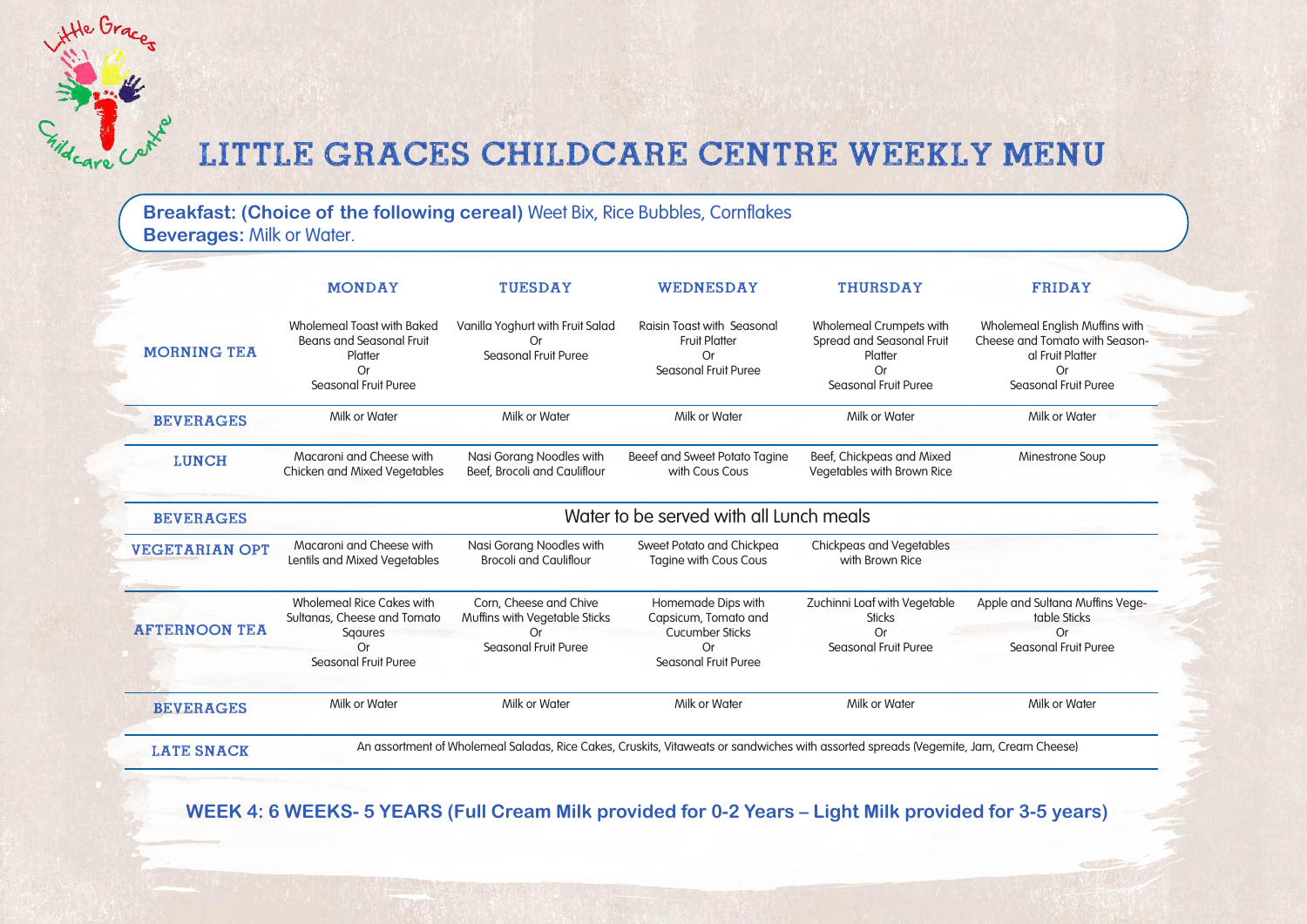# LITTLE GRACES CHILDCARE CENTRE WEEKLY MENU

**Breakfast: (Choice of the following cereal)** Weet Bix, Rice Bubbles, Cornflakes
**Beverages:** Milk or Water.

| | MONDAY | TUESDAY | WEDNESDAY | THURSDAY | FRIDAY |
|---|---|---|---|---|---|
| MORNING TEA | Wholemeal Toast with Baked Beans and Seasonal Fruit Platter Or Seasonal Fruit Puree | Vanilla Yoghurt with Fruit Salad Or Seasonal Fruit Puree | Raisin Toast with Seasonal Fruit Platter Or Seasonal Fruit Puree | Wholemeal Crumpets with Spread and Seasonal Fruit Platter Or Seasonal Fruit Puree | Wholemeal English Muffins with Cheese and Tomato with Seasonal Fruit Platter Or Seasonal Fruit Puree |
| BEVERAGES | Milk or Water | Milk or Water | Milk or Water | Milk or Water | Milk or Water |
| LUNCH | Macaroni and Cheese with Chicken and Mixed Vegetables | Nasi Gorang Noodles with Beef, Brocoli and Cauliflour | Beeef and Sweet Potato Tagine with Cous Cous | Beef, Chickpeas and Mixed Vegetables with Brown Rice | Minestrone Soup |
| BEVERAGES | Water to be served with all Lunch meals | | | | |
| VEGETARIAN OPT | Macaroni and Cheese with Lentils and Mixed Vegetables | Nasi Gorang Noodles with Brocoli and Cauliflour | Sweet Potato and Chickpea Tagine with Cous Cous | Chickpeas and Vegetables with Brown Rice | |
| AFTERNOON TEA | Wholemeal Rice Cakes with Sultanas, Cheese and Tomato Sqaures Or Seasonal Fruit Puree | Corn, Cheese and Chive Muffins with Vegetable Sticks Or Seasonal Fruit Puree | Homemade Dips with Capsicum, Tomato and Cucumber Sticks Or Seasonal Fruit Puree | Zuchinni Loaf with Vegetable Sticks Or Seasonal Fruit Puree | Apple and Sultana Muffins Vegetable Sticks Or Seasonal Fruit Puree |
| BEVERAGES | Milk or Water | Milk or Water | Milk or Water | Milk or Water | Milk or Water |
| LATE SNACK | An assortment of Wholemeal Saladas, Rice Cakes, Cruskits, Vitaweats or sandwiches with assorted spreads (Vegemite, Jam, Cream Cheese) | | | | |

**WEEK 4: 6 WEEKS- 5 YEARS (Full Cream Milk provided for 0-2 Years – Light Milk provided for 3-5 years)**